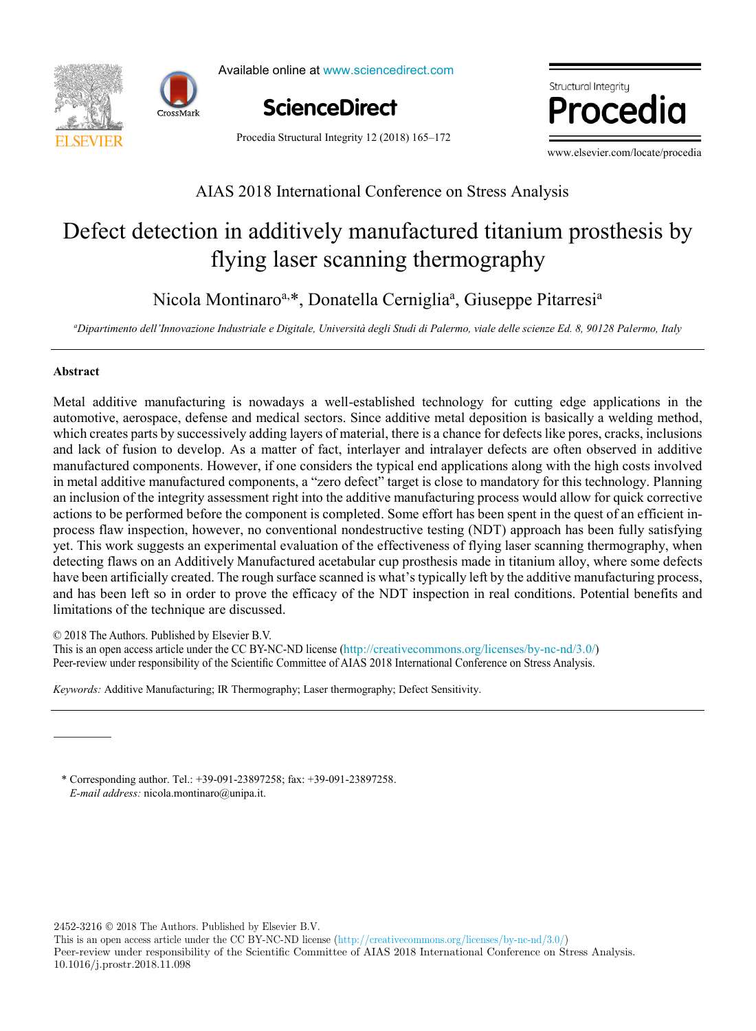AIAS 2018 International Conference on Stress Analysis

# Defect detection in additively manufactured titanium prosthesis by flying laser scanning thermography

Nicola Montinaro[a,*], Donatella Cerniglia[a], Giuseppe Pitarresi[a]

[a]Dipartimento dell'Innovazione Industriale e Digitale, Università degli Studi di Palermo, viale delle scienze Ed. 8, 90128 Palermo, Italy

## Abstract

Metal additive manufacturing is nowadays a well-established technology for cutting edge applications in the automotive, aerospace, defense and medical sectors. Since additive metal deposition is basically a welding method, which creates parts by successively adding layers of material, there is a chance for defects like pores, cracks, inclusions and lack of fusion to develop. As a matter of fact, interlayer and intralayer defects are often observed in additive manufactured components. However, if one considers the typical end applications along with the high costs involved in metal additive manufactured components, a "zero defect" target is close to mandatory for this technology. Planning an inclusion of the integrity assessment right into the additive manufacturing process would allow for quick corrective actions to be performed before the component is completed. Some effort has been spent in the quest of an efficient in-process flaw inspection, however, no conventional nondestructive testing (NDT) approach has been fully satisfying yet. This work suggests an experimental evaluation of the effectiveness of flying laser scanning thermography, when detecting flaws on an Additively Manufactured acetabular cup prosthesis made in titanium alloy, where some defects have been artificially created. The rough surface scanned is what's typically left by the additive manufacturing process, and has been left so in order to prove the efficacy of the NDT inspection in real conditions. Potential benefits and limitations of the technique are discussed.

© 2018 The Authors. Published by Elsevier B.V.
This is an open access article under the CC BY-NC-ND license (http://creativecommons.org/licenses/by-nc-nd/3.0/)
Peer-review under responsibility of the Scientific Committee of AIAS 2018 International Conference on Stress Analysis.

*Keywords:* Additive Manufacturing; IR Thermography; Laser thermography; Defect Sensitivity.

---

\* Corresponding author. Tel.: +39-091-23897258; fax: +39-091-23897258.
*E-mail address:* nicola.montinaro@unipa.it.

2452-3216 © 2018 The Authors. Published by Elsevier B.V.
This is an open access article under the CC BY-NC-ND license (http://creativecommons.org/licenses/by-nc-nd/3.0/)
Peer-review under responsibility of the Scientific Committee of AIAS 2018 International Conference on Stress Analysis.
10.1016/j.prostr.2018.11.098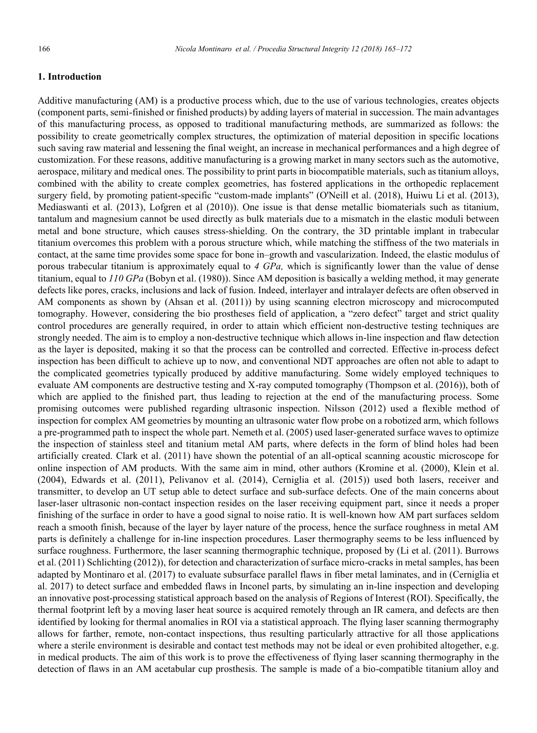## 1. Introduction

Additive manufacturing (AM) is a productive process which, due to the use of various technologies, creates objects (component parts, semi-finished or finished products) by adding layers of material in succession. The main advantages of this manufacturing process, as opposed to traditional manufacturing methods, are summarized as follows: the possibility to create geometrically complex structures, the optimization of material deposition in specific locations such saving raw material and lessening the final weight, an increase in mechanical performances and a high degree of customization. For these reasons, additive manufacturing is a growing market in many sectors such as the automotive, aerospace, military and medical ones. The possibility to print parts in biocompatible materials, such as titanium alloys, combined with the ability to create complex geometries, has fostered applications in the orthopedic replacement surgery field, by promoting patient-specific "custom-made implants" (O'Neill et al. (2018), Huiwu Li et al. (2013), Mediaswanti et al. (2013), Lofgren et al (2010)). One issue is that dense metallic biomaterials such as titanium, tantalum and magnesium cannot be used directly as bulk materials due to a mismatch in the elastic moduli between metal and bone structure, which causes stress-shielding. On the contrary, the 3D printable implant in trabecular titanium overcomes this problem with a porous structure which, while matching the stiffness of the two materials in contact, at the same time provides some space for bone in–growth and vascularization. Indeed, the elastic modulus of porous trabecular titanium is approximately equal to *4 GPa,* which is significantly lower than the value of dense titanium, equal to *110 GPa* (Bobyn et al. (1980)). Since AM deposition is basically a welding method, it may generate defects like pores, cracks, inclusions and lack of fusion. Indeed, interlayer and intralayer defects are often observed in AM components as shown by (Ahsan et al. (2011)) by using scanning electron microscopy and microcomputed tomography. However, considering the bio prostheses field of application, a "zero defect" target and strict quality control procedures are generally required, in order to attain which efficient non-destructive testing techniques are strongly needed. The aim is to employ a non-destructive technique which allows in-line inspection and flaw detection as the layer is deposited, making it so that the process can be controlled and corrected. Effective in-process defect inspection has been difficult to achieve up to now, and conventional NDT approaches are often not able to adapt to the complicated geometries typically produced by additive manufacturing. Some widely employed techniques to evaluate AM components are destructive testing and X-ray computed tomography (Thompson et al. (2016)), both of which are applied to the finished part, thus leading to rejection at the end of the manufacturing process. Some promising outcomes were published regarding ultrasonic inspection. Nilsson (2012) used a flexible method of inspection for complex AM geometries by mounting an ultrasonic water flow probe on a robotized arm, which follows a pre-programmed path to inspect the whole part. Nemeth et al. (2005) used laser-generated surface waves to optimize the inspection of stainless steel and titanium metal AM parts, where defects in the form of blind holes had been artificially created. Clark et al. (2011) have shown the potential of an all-optical scanning acoustic microscope for online inspection of AM products. With the same aim in mind, other authors (Kromine et al. (2000), Klein et al. (2004), Edwards et al. (2011), Pelivanov et al. (2014), Cerniglia et al. (2015)) used both lasers, receiver and transmitter, to develop an UT setup able to detect surface and sub-surface defects. One of the main concerns about laser-laser ultrasonic non-contact inspection resides on the laser receiving equipment part, since it needs a proper finishing of the surface in order to have a good signal to noise ratio. It is well-known how AM part surfaces seldom reach a smooth finish, because of the layer by layer nature of the process, hence the surface roughness in metal AM parts is definitely a challenge for in-line inspection procedures. Laser thermography seems to be less influenced by surface roughness. Furthermore, the laser scanning thermographic technique, proposed by (Li et al. (2011). Burrows et al. (2011) Schlichting (2012)), for detection and characterization of surface micro-cracks in metal samples, has been adapted by Montinaro et al. (2017) to evaluate subsurface parallel flaws in fiber metal laminates, and in (Cerniglia et al. 2017) to detect surface and embedded flaws in Inconel parts, by simulating an in-line inspection and developing an innovative post-processing statistical approach based on the analysis of Regions of Interest (ROI). Specifically, the thermal footprint left by a moving laser heat source is acquired remotely through an IR camera, and defects are then identified by looking for thermal anomalies in ROI via a statistical approach. The flying laser scanning thermography allows for farther, remote, non-contact inspections, thus resulting particularly attractive for all those applications where a sterile environment is desirable and contact test methods may not be ideal or even prohibited altogether, e.g. in medical products. The aim of this work is to prove the effectiveness of flying laser scanning thermography in the detection of flaws in an AM acetabular cup prosthesis. The sample is made of a bio-compatible titanium alloy and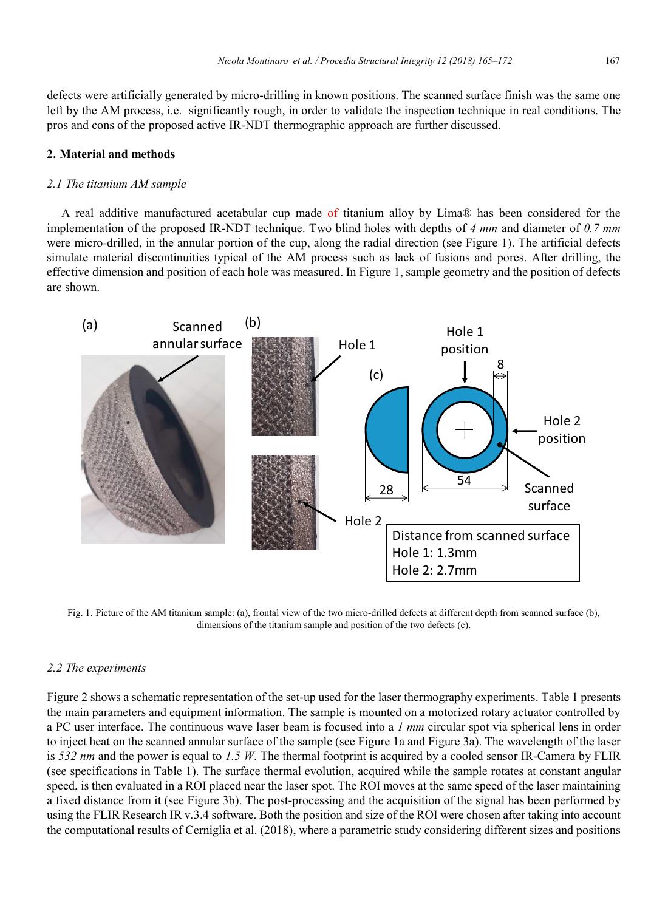defects were artificially generated by micro-drilling in known positions. The scanned surface finish was the same one left by the AM process, i.e. significantly rough, in order to validate the inspection technique in real conditions. The pros and cons of the proposed active IR-NDT thermographic approach are further discussed.

## 2. Material and methods

### *2.1 The titanium AM sample*

A real additive manufactured acetabular cup made of titanium alloy by Lima® has been considered for the implementation of the proposed IR-NDT technique. Two blind holes with depths of *4 mm* and diameter of *0.7 mm* were micro-drilled, in the annular portion of the cup, along the radial direction (see Figure 1). The artificial defects simulate material discontinuities typical of the AM process such as lack of fusions and pores. After drilling, the effective dimension and position of each hole was measured. In Figure 1, sample geometry and the position of defects are shown.

Fig. 1. Picture of the AM titanium sample: (a), frontal view of the two micro-drilled defects at different depth from scanned surface (b), dimensions of the titanium sample and position of the two defects (c).

### *2.2 The experiments*

Figure 2 shows a schematic representation of the set-up used for the laser thermography experiments. Table 1 presents the main parameters and equipment information. The sample is mounted on a motorized rotary actuator controlled by a PC user interface. The continuous wave laser beam is focused into a *1 mm* circular spot via spherical lens in order to inject heat on the scanned annular surface of the sample (see Figure 1a and Figure 3a). The wavelength of the laser is *532 nm* and the power is equal to *1.5 W*. The thermal footprint is acquired by a cooled sensor IR-Camera by FLIR (see specifications in Table 1). The surface thermal evolution, acquired while the sample rotates at constant angular speed, is then evaluated in a ROI placed near the laser spot. The ROI moves at the same speed of the laser maintaining a fixed distance from it (see Figure 3b). The post-processing and the acquisition of the signal has been performed by using the FLIR Research IR v.3.4 software. Both the position and size of the ROI were chosen after taking into account the computational results of Cerniglia et al. (2018), where a parametric study considering different sizes and positions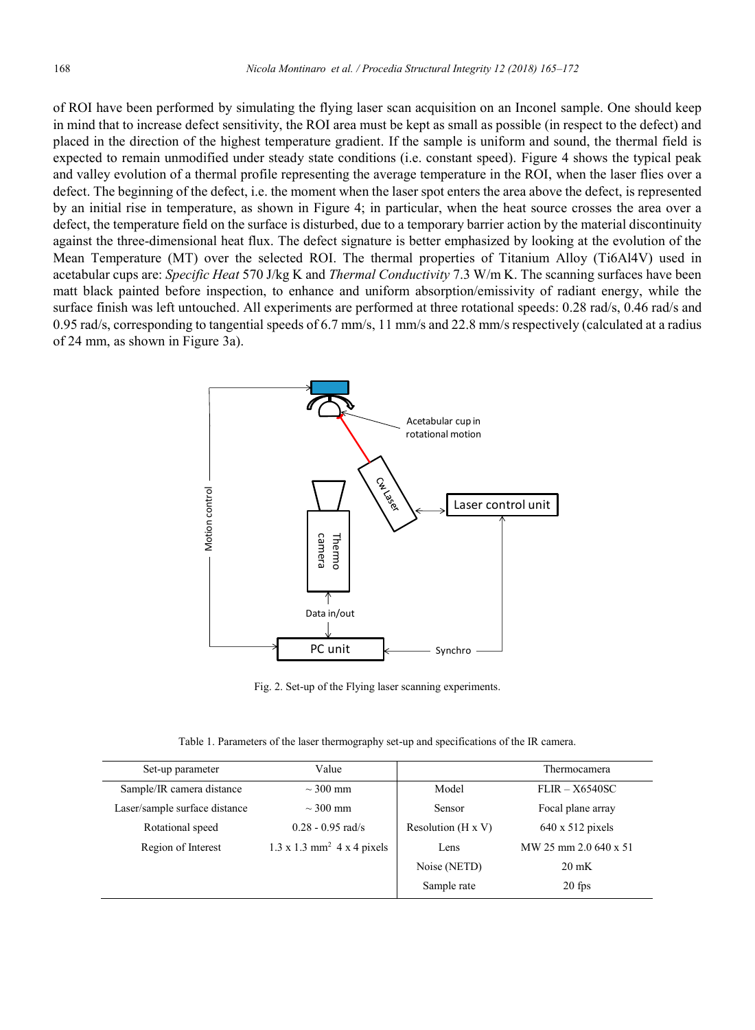of ROI have been performed by simulating the flying laser scan acquisition on an Inconel sample. One should keep in mind that to increase defect sensitivity, the ROI area must be kept as small as possible (in respect to the defect) and placed in the direction of the highest temperature gradient. If the sample is uniform and sound, the thermal field is expected to remain unmodified under steady state conditions (i.e. constant speed). Figure 4 shows the typical peak and valley evolution of a thermal profile representing the average temperature in the ROI, when the laser flies over a defect. The beginning of the defect, i.e. the moment when the laser spot enters the area above the defect, is represented by an initial rise in temperature, as shown in Figure 4; in particular, when the heat source crosses the area over a defect, the temperature field on the surface is disturbed, due to a temporary barrier action by the material discontinuity against the three-dimensional heat flux. The defect signature is better emphasized by looking at the evolution of the Mean Temperature (MT) over the selected ROI. The thermal properties of Titanium Alloy (Ti6Al4V) used in acetabular cups are: *Specific Heat* 570 J/kg K and *Thermal Conductivity* 7.3 W/m K. The scanning surfaces have been matt black painted before inspection, to enhance and uniform absorption/emissivity of radiant energy, while the surface finish was left untouched. All experiments are performed at three rotational speeds: 0.28 rad/s, 0.46 rad/s and 0.95 rad/s, corresponding to tangential speeds of 6.7 mm/s, 11 mm/s and 22.8 mm/s respectively (calculated at a radius of 24 mm, as shown in Figure 3a).

Fig. 2. Set-up of the Flying laser scanning experiments.

Table 1. Parameters of the laser thermography set-up and specifications of the IR camera.

| Set-up parameter | Value | | Thermocamera |
|---|---|---|---|
| Sample/IR camera distance | ~ 300 mm | Model | FLIR – X6540SC |
| Laser/sample surface distance | ~ 300 mm | Sensor | Focal plane array |
| Rotational speed | 0.28 - 0.95 rad/s | Resolution (H x V) | 640 x 512 pixels |
| Region of Interest | 1.3 x 1.3 mm$^2$ 4 x 4 pixels | Lens | MW 25 mm 2.0 640 x 51 |
| | | Noise (NETD) | 20 mK |
| | | Sample rate | 20 fps |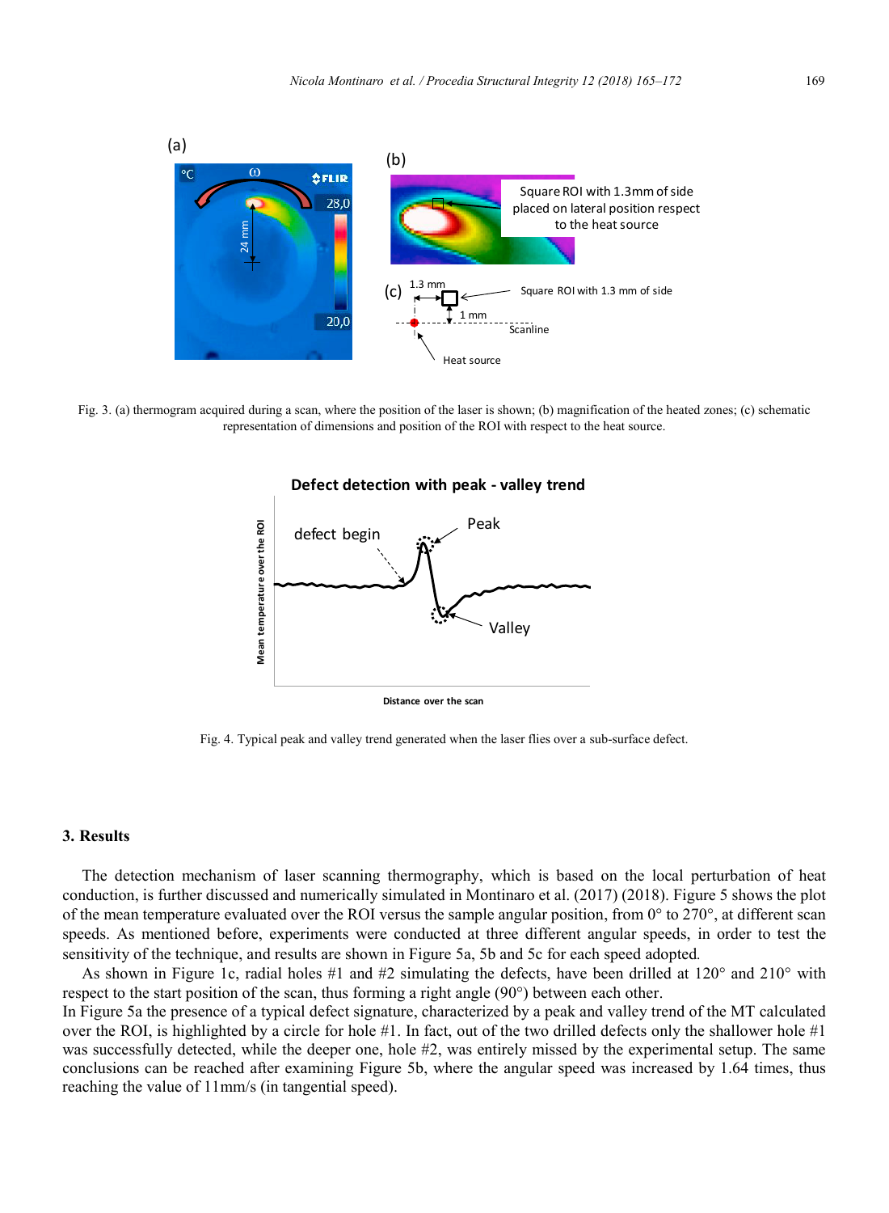Fig. 3. (a) thermogram acquired during a scan, where the position of the laser is shown; (b) magnification of the heated zones; (c) schematic representation of dimensions and position of the ROI with respect to the heat source.

Fig. 4. Typical peak and valley trend generated when the laser flies over a sub-surface defect.

## 3. Results

The detection mechanism of laser scanning thermography, which is based on the local perturbation of heat conduction, is further discussed and numerically simulated in Montinaro et al. (2017) (2018). Figure 5 shows the plot of the mean temperature evaluated over the ROI versus the sample angular position, from 0° to 270°, at different scan speeds. As mentioned before, experiments were conducted at three different angular speeds, in order to test the sensitivity of the technique, and results are shown in Figure 5a, 5b and 5c for each speed adopted.

As shown in Figure 1c, radial holes #1 and #2 simulating the defects, have been drilled at 120° and 210° with respect to the start position of the scan, thus forming a right angle (90°) between each other.

In Figure 5a the presence of a typical defect signature, characterized by a peak and valley trend of the MT calculated over the ROI, is highlighted by a circle for hole #1. In fact, out of the two drilled defects only the shallower hole #1 was successfully detected, while the deeper one, hole #2, was entirely missed by the experimental setup. The same conclusions can be reached after examining Figure 5b, where the angular speed was increased by 1.64 times, thus reaching the value of 11mm/s (in tangential speed).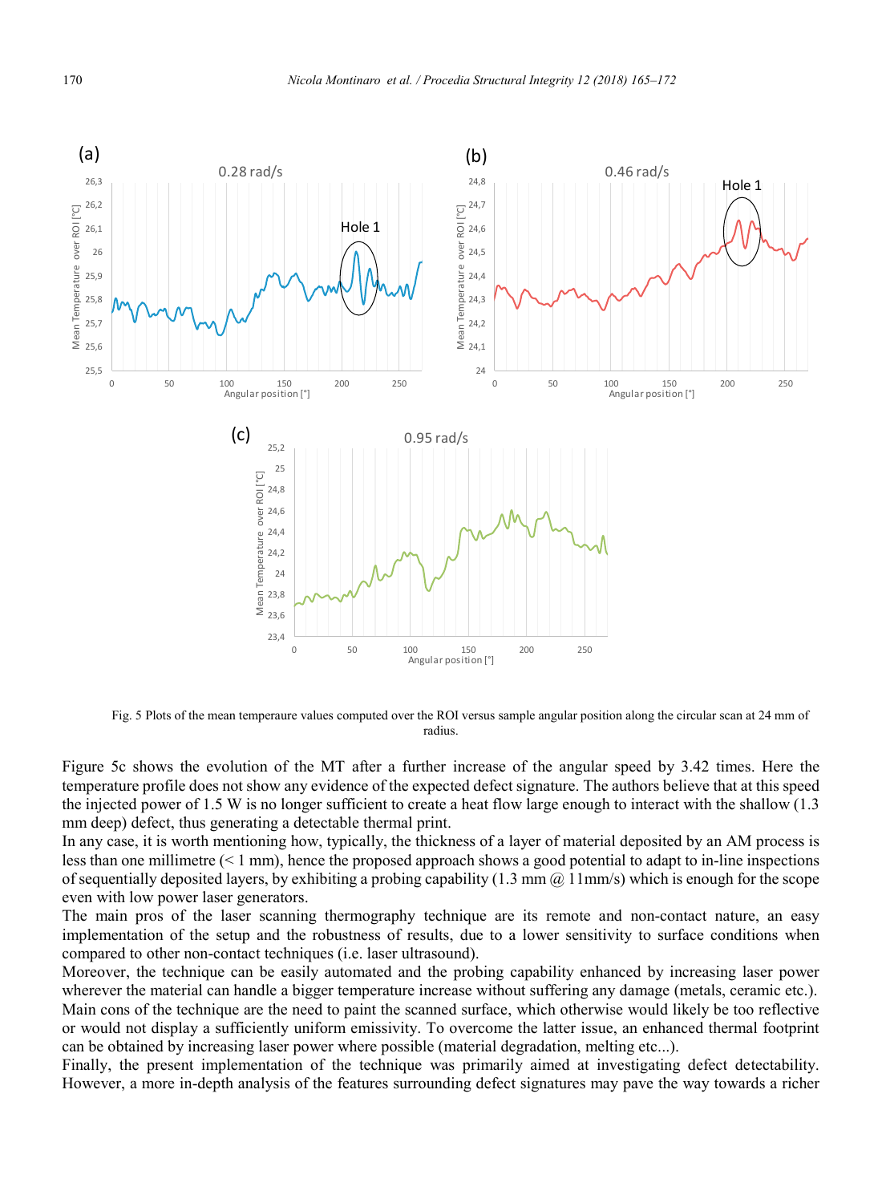Fig. 5 Plots of the mean temperaure values computed over the ROI versus sample angular position along the circular scan at 24 mm of radius.

Figure 5c shows the evolution of the MT after a further increase of the angular speed by 3.42 times. Here the temperature profile does not show any evidence of the expected defect signature. The authors believe that at this speed the injected power of 1.5 W is no longer sufficient to create a heat flow large enough to interact with the shallow (1.3 mm deep) defect, thus generating a detectable thermal print.

In any case, it is worth mentioning how, typically, the thickness of a layer of material deposited by an AM process is less than one millimetre (< 1 mm), hence the proposed approach shows a good potential to adapt to in-line inspections of sequentially deposited layers, by exhibiting a probing capability (1.3 mm @ 11mm/s) which is enough for the scope even with low power laser generators.

The main pros of the laser scanning thermography technique are its remote and non-contact nature, an easy implementation of the setup and the robustness of results, due to a lower sensitivity to surface conditions when compared to other non-contact techniques (i.e. laser ultrasound).

Moreover, the technique can be easily automated and the probing capability enhanced by increasing laser power wherever the material can handle a bigger temperature increase without suffering any damage (metals, ceramic etc.). Main cons of the technique are the need to paint the scanned surface, which otherwise would likely be too reflective or would not display a sufficiently uniform emissivity. To overcome the latter issue, an enhanced thermal footprint can be obtained by increasing laser power where possible (material degradation, melting etc...).

Finally, the present implementation of the technique was primarily aimed at investigating defect detectability. However, a more in-depth analysis of the features surrounding defect signatures may pave the way towards a richer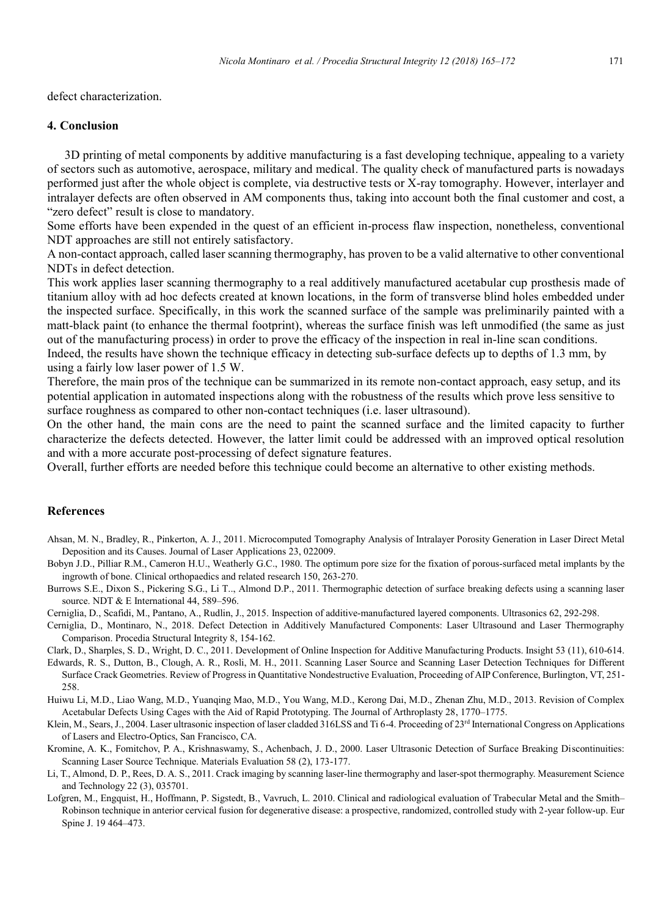defect characterization.

## 4. Conclusion

3D printing of metal components by additive manufacturing is a fast developing technique, appealing to a variety of sectors such as automotive, aerospace, military and medical. The quality check of manufactured parts is nowadays performed just after the whole object is complete, via destructive tests or X-ray tomography. However, interlayer and intralayer defects are often observed in AM components thus, taking into account both the final customer and cost, a "zero defect" result is close to mandatory.

Some efforts have been expended in the quest of an efficient in-process flaw inspection, nonetheless, conventional NDT approaches are still not entirely satisfactory.

A non-contact approach, called laser scanning thermography, has proven to be a valid alternative to other conventional NDTs in defect detection.

This work applies laser scanning thermography to a real additively manufactured acetabular cup prosthesis made of titanium alloy with ad hoc defects created at known locations, in the form of transverse blind holes embedded under the inspected surface. Specifically, in this work the scanned surface of the sample was preliminarily painted with a matt-black paint (to enhance the thermal footprint), whereas the surface finish was left unmodified (the same as just out of the manufacturing process) in order to prove the efficacy of the inspection in real in-line scan conditions.

Indeed, the results have shown the technique efficacy in detecting sub-surface defects up to depths of 1.3 mm, by using a fairly low laser power of 1.5 W.

Therefore, the main pros of the technique can be summarized in its remote non-contact approach, easy setup, and its potential application in automated inspections along with the robustness of the results which prove less sensitive to surface roughness as compared to other non-contact techniques (i.e. laser ultrasound).

On the other hand, the main cons are the need to paint the scanned surface and the limited capacity to further characterize the defects detected. However, the latter limit could be addressed with an improved optical resolution and with a more accurate post-processing of defect signature features.

Overall, further efforts are needed before this technique could become an alternative to other existing methods.

## References

Ahsan, M. N., Bradley, R., Pinkerton, A. J., 2011. Microcomputed Tomography Analysis of Intralayer Porosity Generation in Laser Direct Metal Deposition and its Causes. Journal of Laser Applications 23, 022009.

Bobyn J.D., Pilliar R.M., Cameron H.U., Weatherly G.C., 1980. The optimum pore size for the fixation of porous-surfaced metal implants by the ingrowth of bone. Clinical orthopaedics and related research 150, 263-270.

Burrows S.E., Dixon S., Pickering S.G., Li T.., Almond D.P., 2011. Thermographic detection of surface breaking defects using a scanning laser source. NDT & E International 44, 589–596.

Cerniglia, D., Scafidi, M., Pantano, A., Rudlin, J., 2015. Inspection of additive-manufactured layered components. Ultrasonics 62, 292-298.

Cerniglia, D., Montinaro, N., 2018. Defect Detection in Additively Manufactured Components: Laser Ultrasound and Laser Thermography Comparison. Procedia Structural Integrity 8, 154-162.

Clark, D., Sharples, S. D., Wright, D. C., 2011. Development of Online Inspection for Additive Manufacturing Products. Insight 53 (11), 610-614.

Edwards, R. S., Dutton, B., Clough, A. R., Rosli, M. H., 2011. Scanning Laser Source and Scanning Laser Detection Techniques for Different Surface Crack Geometries. Review of Progress in Quantitative Nondestructive Evaluation, Proceeding of AIP Conference, Burlington, VT, 251-258.

Huiwu Li, M.D., Liao Wang, M.D., Yuanqing Mao, M.D., You Wang, M.D., Kerong Dai, M.D., Zhenan Zhu, M.D., 2013. Revision of Complex Acetabular Defects Using Cages with the Aid of Rapid Prototyping. The Journal of Arthroplasty 28, 1770–1775.

Klein, M., Sears, J., 2004. Laser ultrasonic inspection of laser cladded 316LSS and Ti 6-4. Proceeding of 23rd International Congress on Applications of Lasers and Electro-Optics, San Francisco, CA.

Kromine, A. K., Fomitchov, P. A., Krishnaswamy, S., Achenbach, J. D., 2000. Laser Ultrasonic Detection of Surface Breaking Discontinuities: Scanning Laser Source Technique. Materials Evaluation 58 (2), 173-177.

Li, T., Almond, D. P., Rees, D. A. S., 2011. Crack imaging by scanning laser-line thermography and laser-spot thermography. Measurement Science and Technology 22 (3), 035701.

Lofgren, M., Engquist, H., Hoffmann, P. Sigstedt, B., Vavruch, L. 2010. Clinical and radiological evaluation of Trabecular Metal and the Smith–Robinson technique in anterior cervical fusion for degenerative disease: a prospective, randomized, controlled study with 2-year follow-up. Eur Spine J. 19 464–473.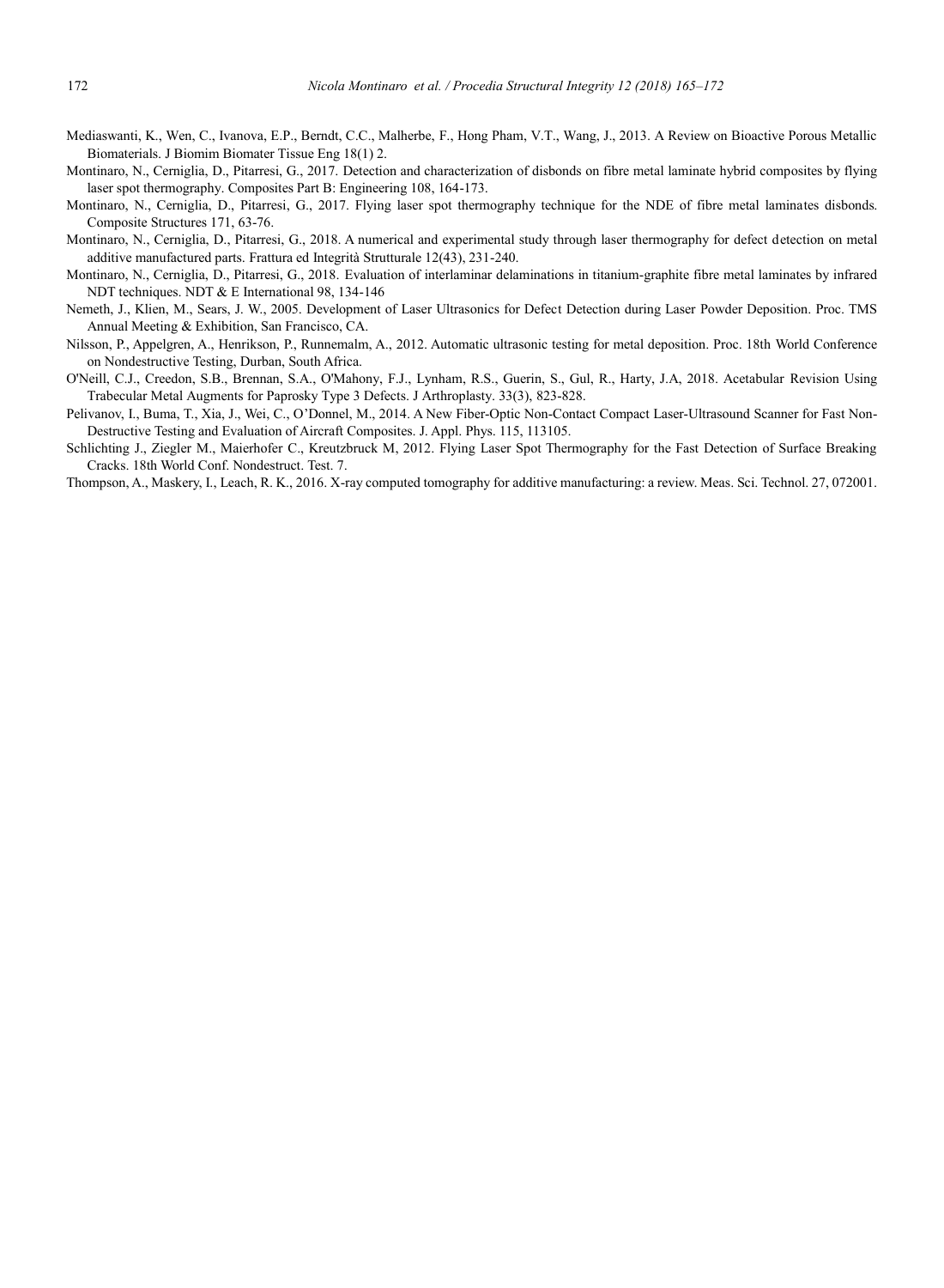Mediaswanti, K., Wen, C., Ivanova, E.P., Berndt, C.C., Malherbe, F., Hong Pham, V.T., Wang, J., 2013. A Review on Bioactive Porous Metallic Biomaterials. J Biomim Biomater Tissue Eng 18(1) 2.

Montinaro, N., Cerniglia, D., Pitarresi, G., 2017. Detection and characterization of disbonds on fibre metal laminate hybrid composites by flying laser spot thermography. Composites Part B: Engineering 108, 164-173.

Montinaro, N., Cerniglia, D., Pitarresi, G., 2017. Flying laser spot thermography technique for the NDE of fibre metal laminates disbonds. Composite Structures 171, 63-76.

Montinaro, N., Cerniglia, D., Pitarresi, G., 2018. A numerical and experimental study through laser thermography for defect detection on metal additive manufactured parts. Frattura ed Integrità Strutturale 12(43), 231-240.

Montinaro, N., Cerniglia, D., Pitarresi, G., 2018. Evaluation of interlaminar delaminations in titanium-graphite fibre metal laminates by infrared NDT techniques. NDT & E International 98, 134-146

Nemeth, J., Klien, M., Sears, J. W., 2005. Development of Laser Ultrasonics for Defect Detection during Laser Powder Deposition. Proc. TMS Annual Meeting & Exhibition, San Francisco, CA.

Nilsson, P., Appelgren, A., Henrikson, P., Runnemalm, A., 2012. Automatic ultrasonic testing for metal deposition. Proc. 18th World Conference on Nondestructive Testing, Durban, South Africa.

O'Neill, C.J., Creedon, S.B., Brennan, S.A., O'Mahony, F.J., Lynham, R.S., Guerin, S., Gul, R., Harty, J.A, 2018. Acetabular Revision Using Trabecular Metal Augments for Paprosky Type 3 Defects. J Arthroplasty. 33(3), 823-828.

Pelivanov, I., Buma, T., Xia, J., Wei, C., O'Donnel, M., 2014. A New Fiber-Optic Non-Contact Compact Laser-Ultrasound Scanner for Fast Non-Destructive Testing and Evaluation of Aircraft Composites. J. Appl. Phys. 115, 113105.

Schlichting J., Ziegler M., Maierhofer C., Kreutzbruck M, 2012. Flying Laser Spot Thermography for the Fast Detection of Surface Breaking Cracks. 18th World Conf. Nondestruct. Test. 7.

Thompson, A., Maskery, I., Leach, R. K., 2016. X-ray computed tomography for additive manufacturing: a review. Meas. Sci. Technol. 27, 072001.